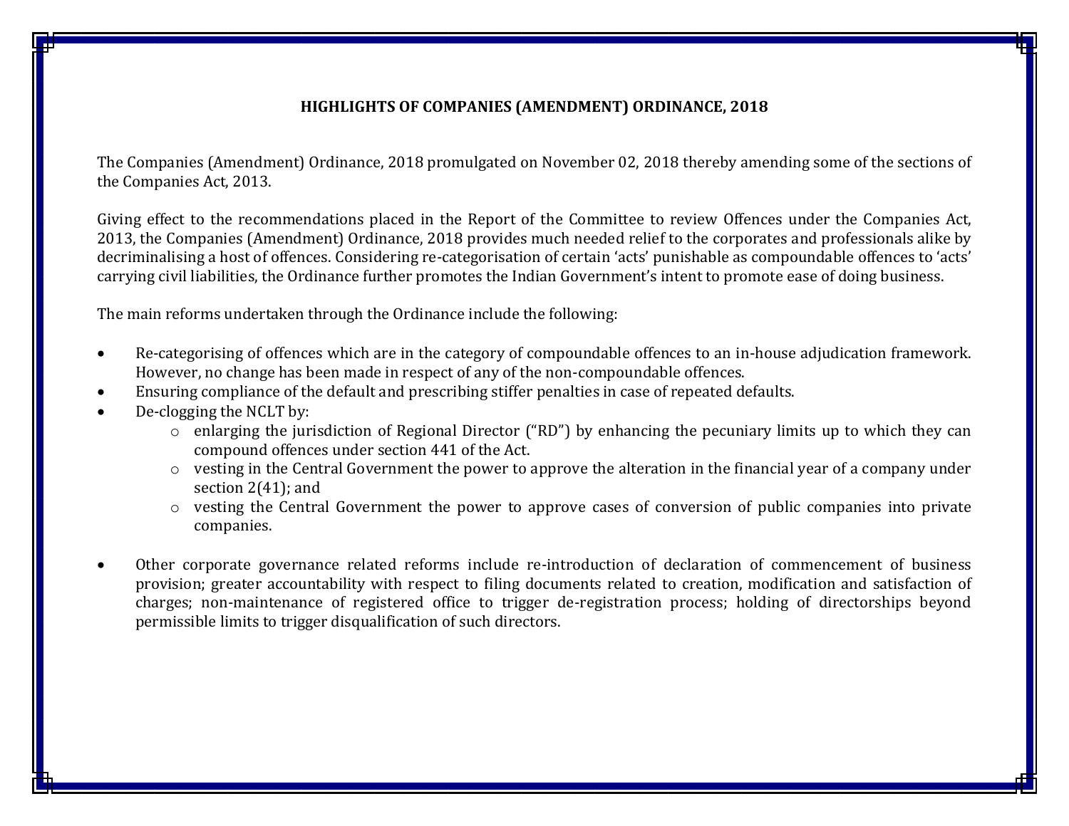# HIGHLIGHTS OF COMPANIES (AMENDMENT) ORDINANCE, 2018

The Companies (Amendment) Ordinance, 2018 promulgated on November 02, 2018 thereby amending some of the sections of the Companies Act, 2013.

Giving effect to the recommendations placed in the Report of the Committee to review Offences under the Companies Act, 2013, the Companies (Amendment) Ordinance, 2018 provides much needed relief to the corporates and professionals alike by decriminalising a host of offences. Considering re-categorisation of certain 'acts' punishable as compoundable offences to 'acts' carrying civil liabilities, the Ordinance further promotes the Indian Government's intent to promote ease of doing business.

The main reforms undertaken through the Ordinance include the following:

- Re-categorising of offences which are in the category of compoundable offences to an in-house adjudication framework. However, no change has been made in respect of any of the non-compoundable offences.
- Ensuring compliance of the default and prescribing stiffer penalties in case of repeated defaults.
- De-clogging the NCLT by:
  - enlarging the jurisdiction of Regional Director ("RD") by enhancing the pecuniary limits up to which they can compound offences under section 441 of the Act.
  - vesting in the Central Government the power to approve the alteration in the financial year of a company under section 2(41); and
  - vesting the Central Government the power to approve cases of conversion of public companies into private companies.

- Other corporate governance related reforms include re-introduction of declaration of commencement of business provision; greater accountability with respect to filing documents related to creation, modification and satisfaction of charges; non-maintenance of registered office to trigger de-registration process; holding of directorships beyond permissible limits to trigger disqualification of such directors.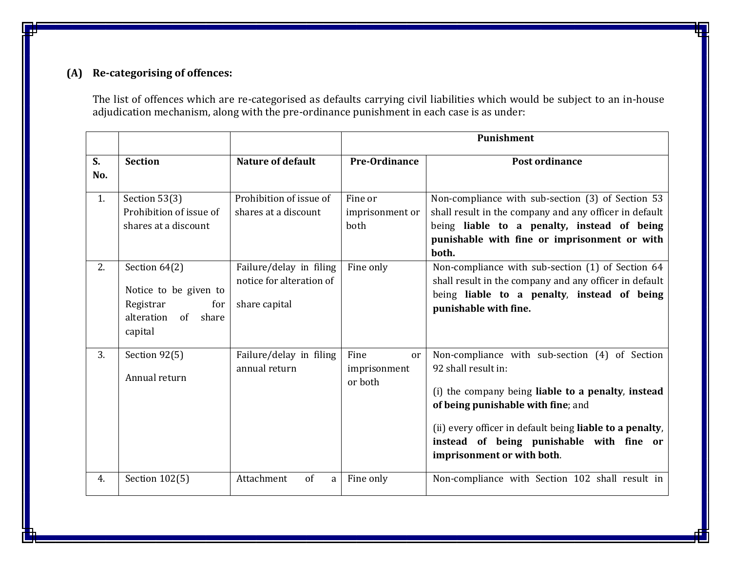**(A) Re-categorising of offences:**

The list of offences which are re-categorised as defaults carrying civil liabilities which would be subject to an in-house adjudication mechanism, along with the pre-ordinance punishment in each case is as under:

| | | | Punishment | |
|---|---|---|---|---|
| **S. No.** | **Section** | **Nature of default** | **Pre-Ordinance** | **Post ordinance** |
| 1. | Section 53(3) Prohibition of issue of shares at a discount | Prohibition of issue of shares at a discount | Fine or imprisonment or both | Non-compliance with sub-section (3) of Section 53 shall result in the company and any officer in default being **liable to a penalty, instead of being punishable with fine or imprisonment or with both.** |
| 2. | Section 64(2) Notice to be given to Registrar for alteration of share capital | Failure/delay in filing notice for alteration of share capital | Fine only | Non-compliance with sub-section (1) of Section 64 shall result in the company and any officer in default being **liable to a penalty**, **instead of being punishable with fine.** |
| 3. | Section 92(5) Annual return | Failure/delay in filing annual return | Fine or imprisonment or both | Non-compliance with sub-section (4) of Section 92 shall result in: (i) the company being **liable to a penalty**, **instead of being punishable with fine**; and (ii) every officer in default being **liable to a penalty**, **instead of being punishable with fine or imprisonment or with both**. |
| 4. | Section 102(5) | Attachment of a | Fine only | Non-compliance with Section 102 shall result in |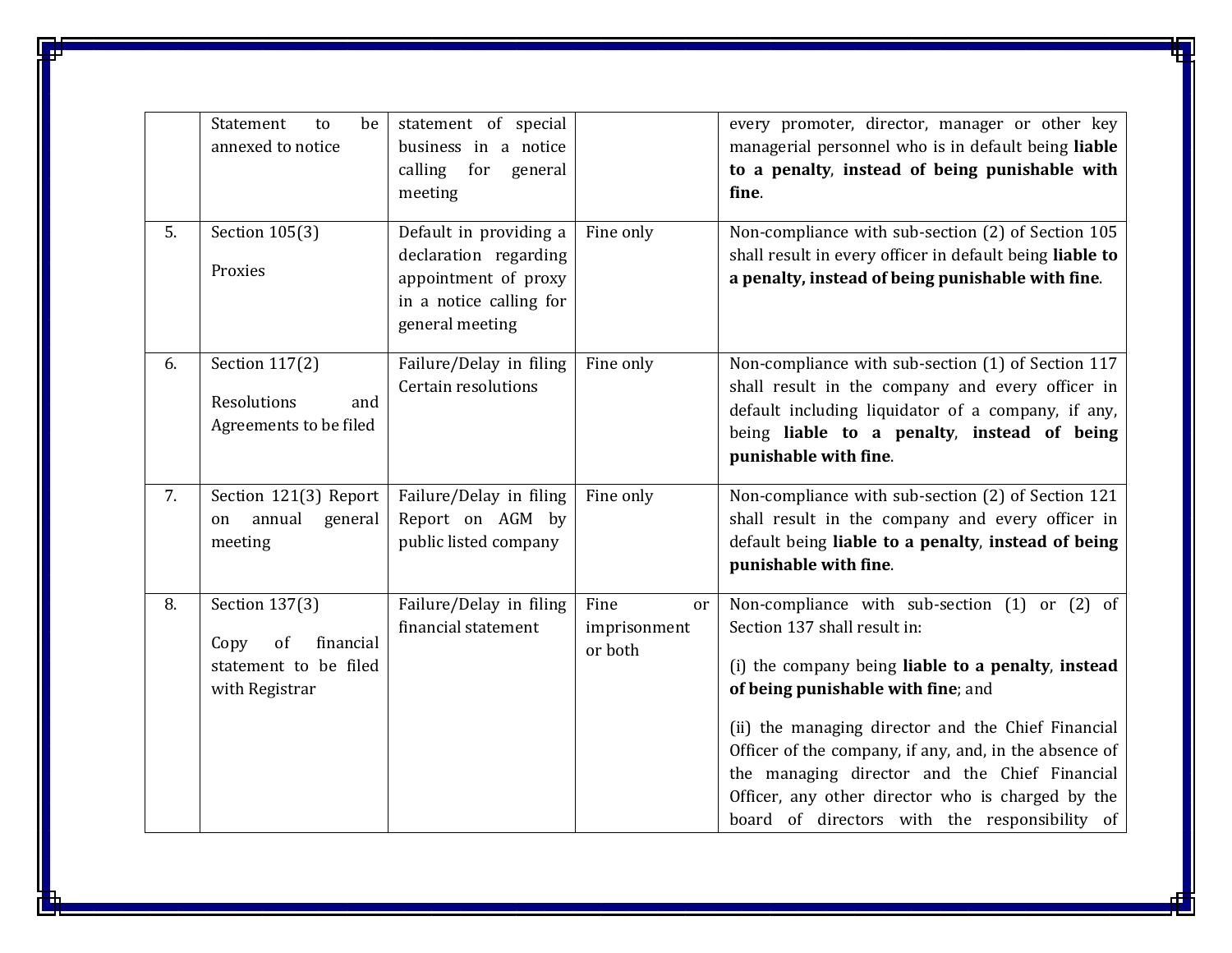| | | | | |
|---|---|---|---|---|
| | Statement to be annexed to notice | statement of special business in a notice calling for general meeting | | every promoter, director, manager or other key managerial personnel who is in default being **liable to a penalty**, **instead of being punishable with fine**. |
| 5. | Section 105(3)<br><br>Proxies | Default in providing a declaration regarding appointment of proxy in a notice calling for general meeting | Fine only | Non-compliance with sub-section (2) of Section 105 shall result in every officer in default being **liable to a penalty, instead of being punishable with fine**. |
| 6. | Section 117(2)<br><br>Resolutions and Agreements to be filed | Failure/Delay in filing Certain resolutions | Fine only | Non-compliance with sub-section (1) of Section 117 shall result in the company and every officer in default including liquidator of a company, if any, being **liable to a penalty**, **instead of being punishable with fine**. |
| 7. | Section 121(3) Report on annual general meeting | Failure/Delay in filing Report on AGM by public listed company | Fine only | Non-compliance with sub-section (2) of Section 121 shall result in the company and every officer in default being **liable to a penalty**, **instead of being punishable with fine**. |
| 8. | Section 137(3)<br><br>Copy of financial statement to be filed with Registrar | Failure/Delay in filing financial statement | Fine or imprisonment or both | Non-compliance with sub-section (1) or (2) of Section 137 shall result in:<br><br>(i) the company being **liable to a penalty**, **instead of being punishable with fine**; and<br><br>(ii) the managing director and the Chief Financial Officer of the company, if any, and, in the absence of the managing director and the Chief Financial Officer, any other director who is charged by the board of directors with the responsibility of |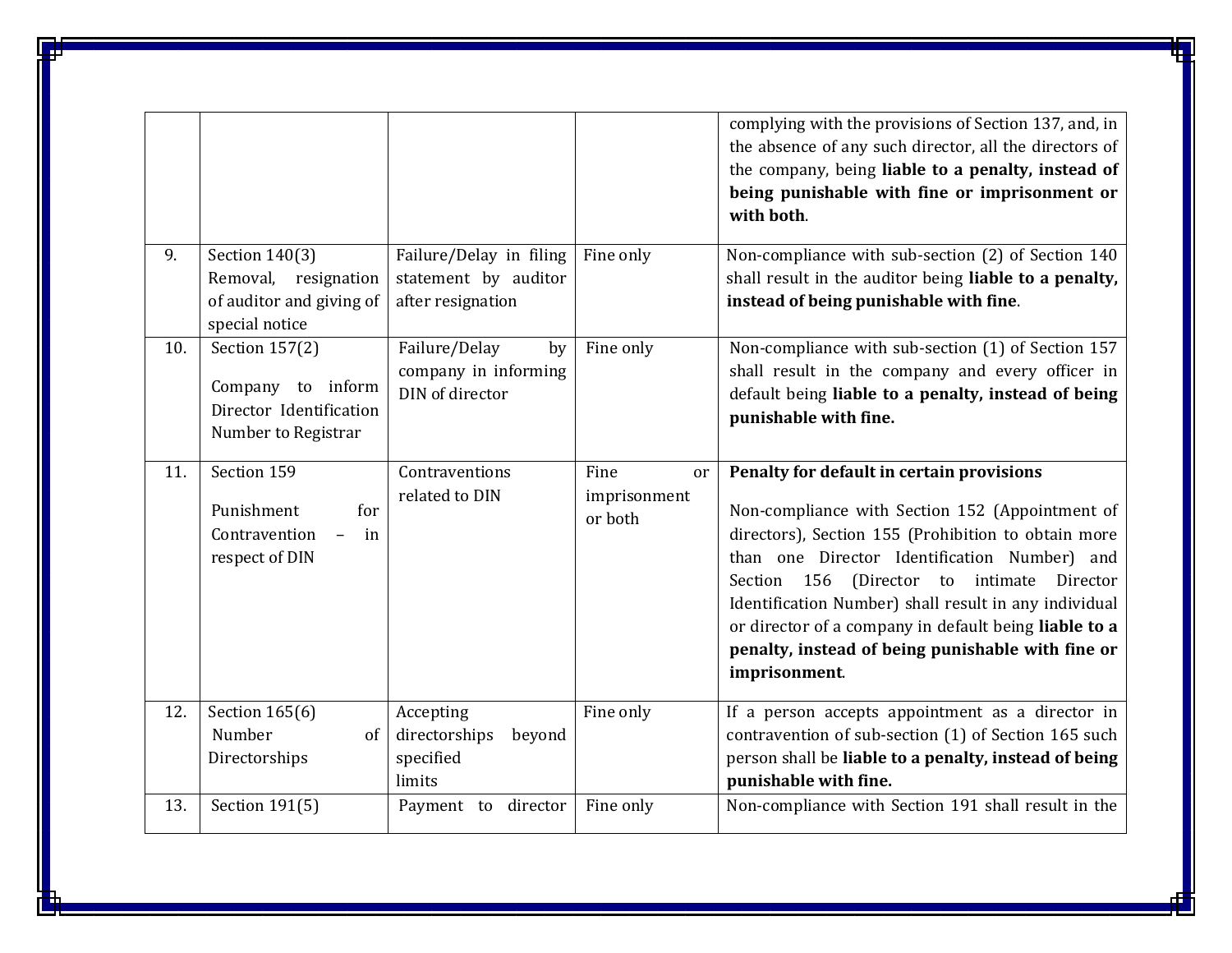| | | | | |
|---|---|---|---|---|
| | | | | complying with the provisions of Section 137, and, in the absence of any such director, all the directors of the company, being **liable to a penalty, instead of being punishable with fine or imprisonment or with both**. |
| 9. | Section 140(3) Removal, resignation of auditor and giving of special notice | Failure/Delay in filing statement by auditor after resignation | Fine only | Non-compliance with sub-section (2) of Section 140 shall result in the auditor being **liable to a penalty, instead of being punishable with fine**. |
| 10. | Section 157(2) Company to inform Director Identification Number to Registrar | Failure/Delay by company in informing DIN of director | Fine only | Non-compliance with sub-section (1) of Section 157 shall result in the company and every officer in default being **liable to a penalty, instead of being punishable with fine.** |
| 11. | Section 159 Punishment for Contravention – in respect of DIN | Contraventions related to DIN | Fine or imprisonment or both | **Penalty for default in certain provisions** Non-compliance with Section 152 (Appointment of directors), Section 155 (Prohibition to obtain more than one Director Identification Number) and Section 156 (Director to intimate Director Identification Number) shall result in any individual or director of a company in default being **liable to a penalty, instead of being punishable with fine or imprisonment**. |
| 12. | Section 165(6) Number of Directorships | Accepting directorships beyond specified limits | Fine only | If a person accepts appointment as a director in contravention of sub-section (1) of Section 165 such person shall be **liable to a penalty, instead of being punishable with fine.** |
| 13. | Section 191(5) | Payment to director | Fine only | Non-compliance with Section 191 shall result in the |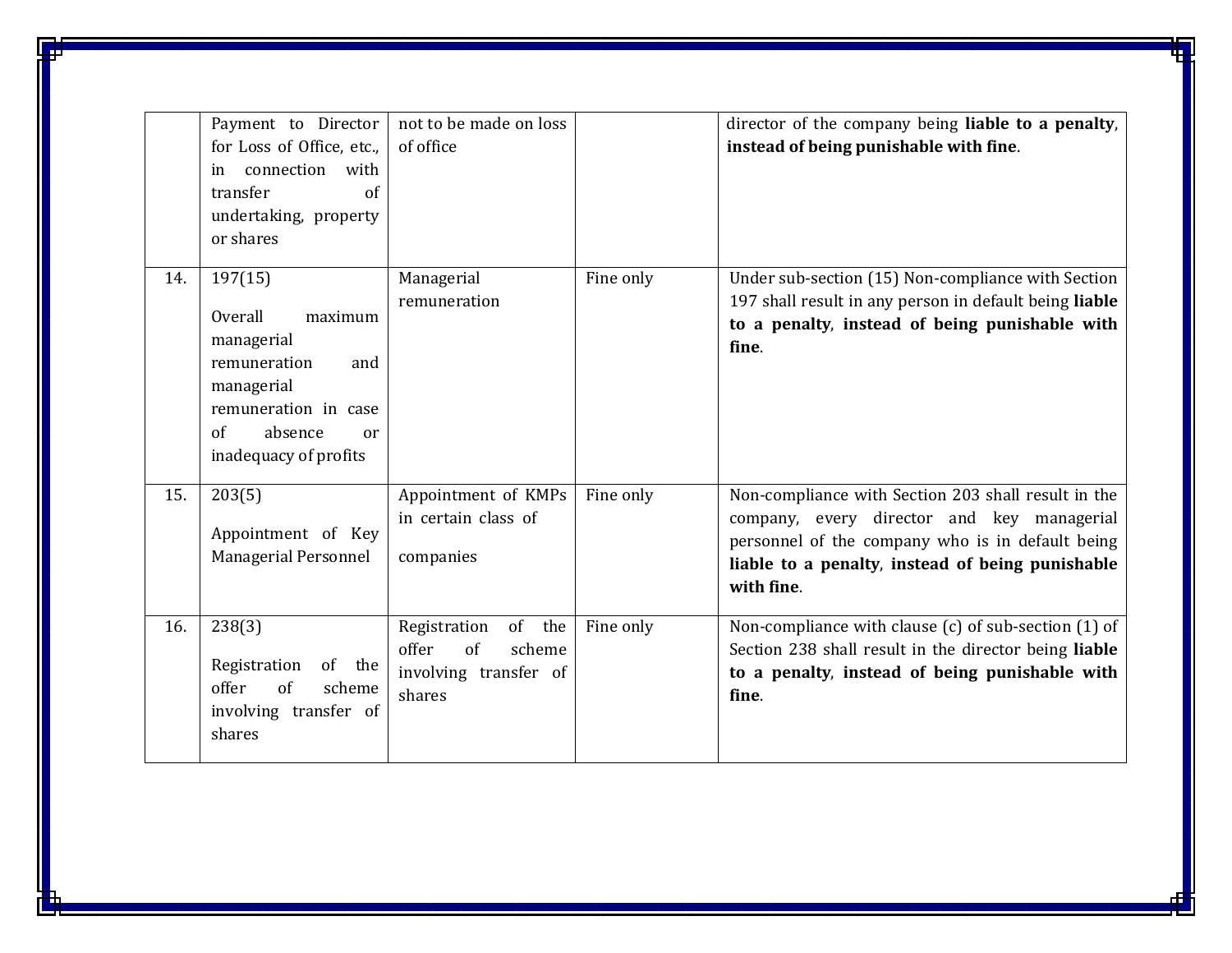| | | | | |
|---|---|---|---|---|
| | Payment to Director for Loss of Office, etc., in connection with transfer of undertaking, property or shares | not to be made on loss of office | | director of the company being **liable to a penalty**, **instead of being punishable with fine**. |
| 14. | 197(15)<br><br>Overall maximum managerial remuneration and managerial remuneration in case of absence or inadequacy of profits | Managerial remuneration | Fine only | Under sub-section (15) Non-compliance with Section 197 shall result in any person in default being **liable to a penalty**, **instead of being punishable with fine**. |
| 15. | 203(5)<br><br>Appointment of Key Managerial Personnel | Appointment of KMPs in certain class of companies | Fine only | Non-compliance with Section 203 shall result in the company, every director and key managerial personnel of the company who is in default being **liable to a penalty**, **instead of being punishable with fine**. |
| 16. | 238(3)<br><br>Registration of the offer of scheme involving transfer of shares | Registration of the offer of scheme involving transfer of shares | Fine only | Non-compliance with clause (c) of sub-section (1) of Section 238 shall result in the director being **liable to a penalty**, **instead of being punishable with fine**. |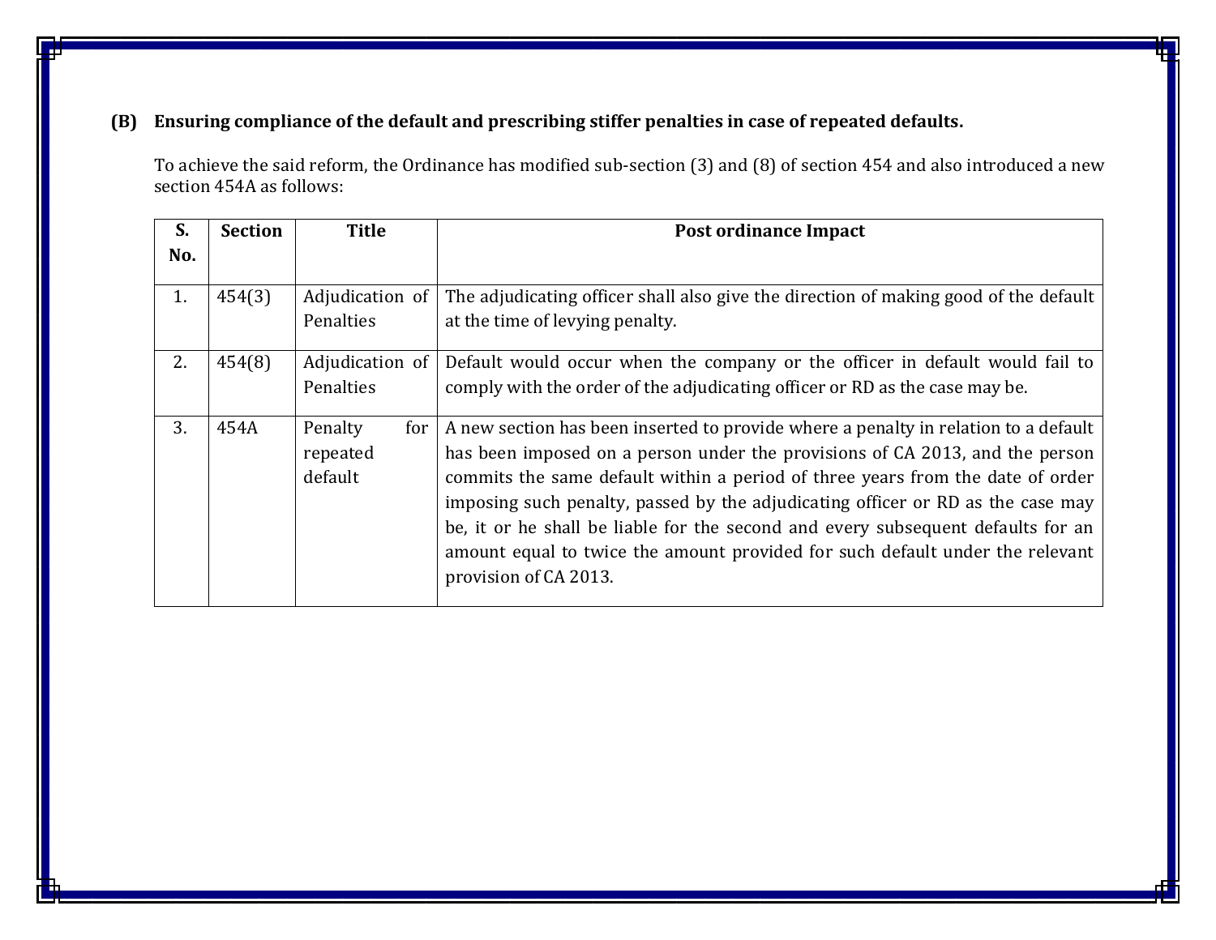**(B) Ensuring compliance of the default and prescribing stiffer penalties in case of repeated defaults.**

To achieve the said reform, the Ordinance has modified sub-section (3) and (8) of section 454 and also introduced a new section 454A as follows:

| S. No. | Section | Title | Post ordinance Impact |
|---|---|---|---|
| 1. | 454(3) | Adjudication of Penalties | The adjudicating officer shall also give the direction of making good of the default at the time of levying penalty. |
| 2. | 454(8) | Adjudication of Penalties | Default would occur when the company or the officer in default would fail to comply with the order of the adjudicating officer or RD as the case may be. |
| 3. | 454A | Penalty for repeated default | A new section has been inserted to provide where a penalty in relation to a default has been imposed on a person under the provisions of CA 2013, and the person commits the same default within a period of three years from the date of order imposing such penalty, passed by the adjudicating officer or RD as the case may be, it or he shall be liable for the second and every subsequent defaults for an amount equal to twice the amount provided for such default under the relevant provision of CA 2013. |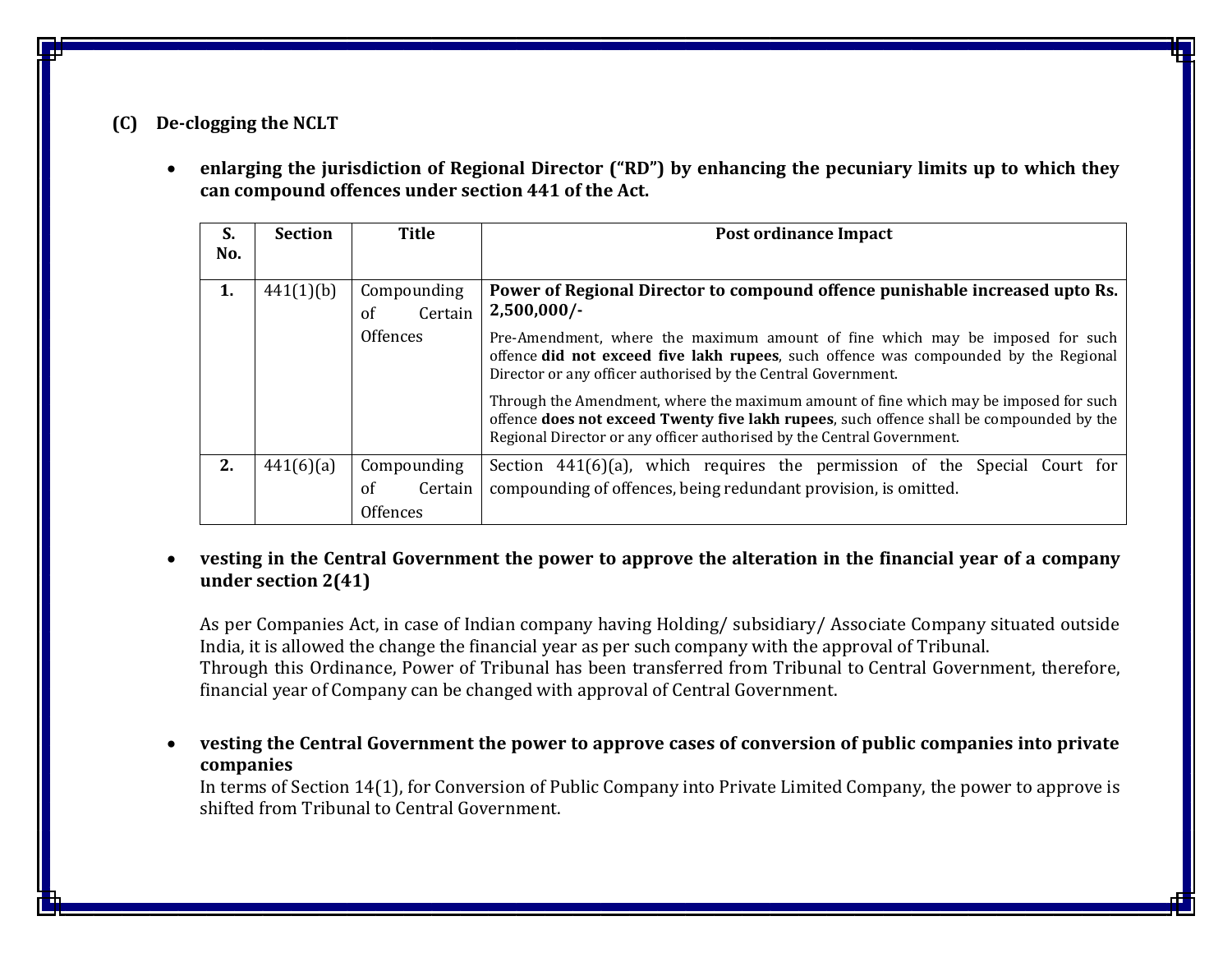### (C) De-clogging the NCLT

- **enlarging the jurisdiction of Regional Director ("RD") by enhancing the pecuniary limits up to which they can compound offences under section 441 of the Act.**

| S. No. | Section | Title | Post ordinance Impact |
|---|---|---|---|
| **1.** | 441(1)(b) | Compounding of Certain Offences | **Power of Regional Director to compound offence punishable increased upto Rs. 2,500,000/-**<br><br>Pre-Amendment, where the maximum amount of fine which may be imposed for such offence **did not exceed five lakh rupees**, such offence was compounded by the Regional Director or any officer authorised by the Central Government.<br><br>Through the Amendment, where the maximum amount of fine which may be imposed for such offence **does not exceed Twenty five lakh rupees**, such offence shall be compounded by the Regional Director or any officer authorised by the Central Government. |
| **2.** | 441(6)(a) | Compounding of Certain Offences | Section 441(6)(a), which requires the permission of the Special Court for compounding of offences, being redundant provision, is omitted. |

- **vesting in the Central Government the power to approve the alteration in the financial year of a company under section 2(41)**

  As per Companies Act, in case of Indian company having Holding/ subsidiary/ Associate Company situated outside India, it is allowed the change the financial year as per such company with the approval of Tribunal.
  Through this Ordinance, Power of Tribunal has been transferred from Tribunal to Central Government, therefore, financial year of Company can be changed with approval of Central Government.

- **vesting the Central Government the power to approve cases of conversion of public companies into private companies**
  In terms of Section 14(1), for Conversion of Public Company into Private Limited Company, the power to approve is shifted from Tribunal to Central Government.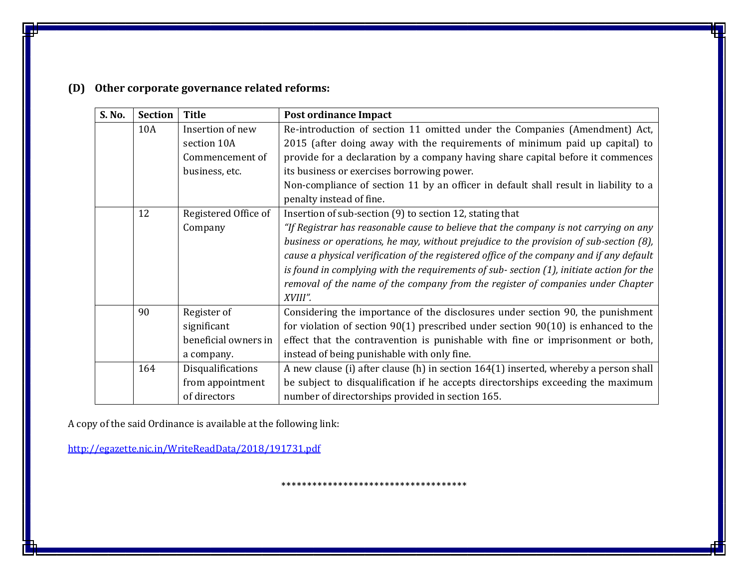### (D) Other corporate governance related reforms:

| S. No. | Section | Title | Post ordinance Impact |
|---|---|---|---|
| | 10A | Insertion of new section 10A Commencement of business, etc. | Re-introduction of section 11 omitted under the Companies (Amendment) Act, 2015 (after doing away with the requirements of minimum paid up capital) to provide for a declaration by a company having share capital before it commences its business or exercises borrowing power.<br>Non-compliance of section 11 by an officer in default shall result in liability to a penalty instead of fine. |
| | 12 | Registered Office of Company | Insertion of sub-section (9) to section 12, stating that<br>*"If Registrar has reasonable cause to believe that the company is not carrying on any business or operations, he may, without prejudice to the provision of sub-section (8), cause a physical verification of the registered office of the company and if any default is found in complying with the requirements of sub- section (1), initiate action for the removal of the name of the company from the register of companies under Chapter XVIII".* |
| | 90 | Register of significant beneficial owners in a company. | Considering the importance of the disclosures under section 90, the punishment for violation of section 90(1) prescribed under section 90(10) is enhanced to the effect that the contravention is punishable with fine or imprisonment or both, instead of being punishable with only fine. |
| | 164 | Disqualifications from appointment of directors | A new clause (i) after clause (h) in section 164(1) inserted, whereby a person shall be subject to disqualification if he accepts directorships exceeding the maximum number of directorships provided in section 165. |

A copy of the said Ordinance is available at the following link:

http://egazette.nic.in/WriteReadData/2018/191731.pdf

*************************************